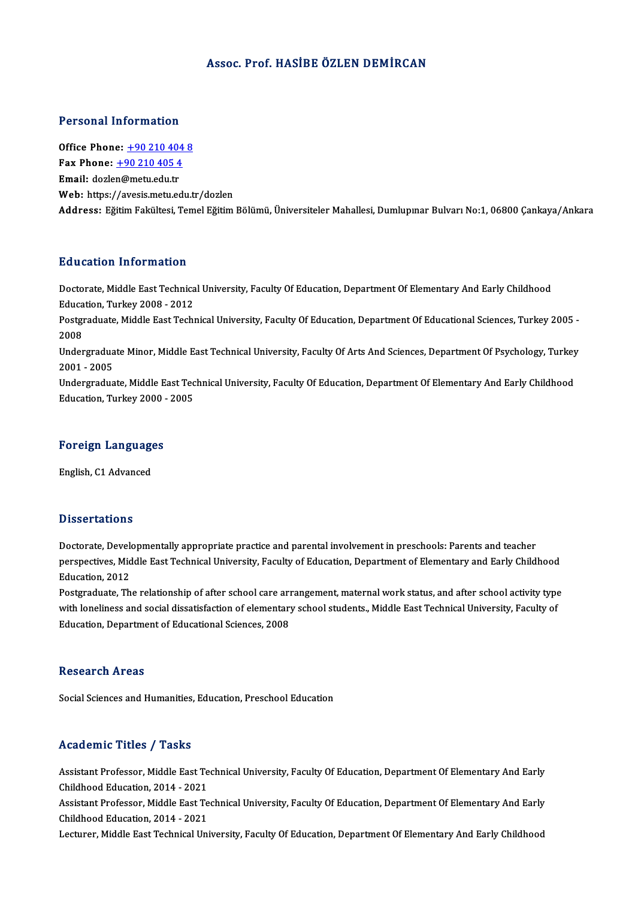# Assoc. Prof. HASİBE ÖZLEN DEMİRCAN

## Personal Information

**Office Phone:** +90 210 404 8
**Fax Phone:** +90 210 405 4
**Email:** dozlen@metu.edu.tr
**Web:** https://avesis.metu.edu.tr/dozlen
**Address:** Eğitim Fakültesi, Temel Eğitim Bölümü, Üniversiteler Mahallesi, Dumlupınar Bulvarı No:1, 06800 Çankaya/Ankara

## Education Information

Doctorate, Middle East Technical University, Faculty Of Education, Department Of Elementary And Early Childhood Education, Turkey 2008 - 2012
Postgraduate, Middle East Technical University, Faculty Of Education, Department Of Educational Sciences, Turkey 2005 - 2008
Undergraduate Minor, Middle East Technical University, Faculty Of Arts And Sciences, Department Of Psychology, Turkey 2001 - 2005
Undergraduate, Middle East Technical University, Faculty Of Education, Department Of Elementary And Early Childhood Education, Turkey 2000 - 2005

## Foreign Languages

English, C1 Advanced

## Dissertations

Doctorate, Developmentally appropriate practice and parental involvement in preschools: Parents and teacher perspectives, Middle East Technical University, Faculty of Education, Department of Elementary and Early Childhood Education, 2012
Postgraduate, The relationship of after school care arrangement, maternal work status, and after school activity type with loneliness and social dissatisfaction of elementary school students., Middle East Technical University, Faculty of Education, Department of Educational Sciences, 2008

## Research Areas

Social Sciences and Humanities, Education, Preschool Education

## Academic Titles / Tasks

Assistant Professor, Middle East Technical University, Faculty Of Education, Department Of Elementary And Early Childhood Education, 2014 - 2021
Assistant Professor, Middle East Technical University, Faculty Of Education, Department Of Elementary And Early Childhood Education, 2014 - 2021
Lecturer, Middle East Technical University, Faculty Of Education, Department Of Elementary And Early Childhood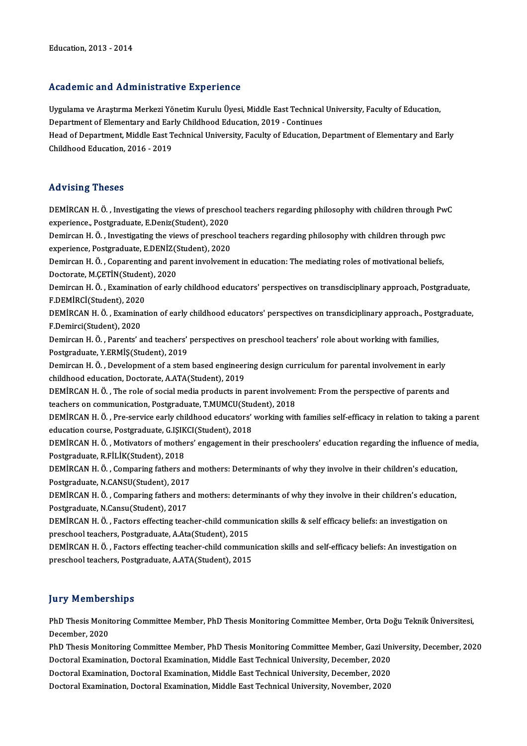Education, 2013 - 2014

## Academic and Administrative Experience

Uygulama ve Araştırma Merkezi Yönetim Kurulu Üyesi, Middle East Technical University, Faculty of Education, Department of Elementary and Early Childhood Education, 2019 - Continues

Head of Department, Middle East Technical University, Faculty of Education, Department of Elementary and Early Childhood Education, 2016 - 2019

## Advising Theses

DEMİRCAN H. Ö. , Investigating the views of preschool teachers regarding philosophy with children through PwC experience., Postgraduate, E.Deniz(Student), 2020

Demircan H. Ö. , Investigating the views of preschool teachers regarding philosophy with children through pwc experience, Postgraduate, E.DENİZ(Student), 2020

Demircan H. Ö. , Coparenting and parent involvement in education: The mediating roles of motivational beliefs, Doctorate, M.ÇETİN(Student), 2020

Demircan H. Ö. , Examination of early childhood educators' perspectives on transdisciplinary approach, Postgraduate, F.DEMİRCİ(Student), 2020

DEMİRCAN H. Ö. , Examination of early childhood educators' perspectives on transdiciplinary approach., Postgraduate, F.Demirci(Student), 2020

Demircan H. Ö. , Parents' and teachers' perspectives on preschool teachers' role about working with families, Postgraduate, Y.ERMİŞ(Student), 2019

Demircan H. Ö. , Development of a stem based engineering design curriculum for parental involvement in early childhood education, Doctorate, A.ATA(Student), 2019

DEMİRCAN H. Ö. , The role of social media products in parent involvement: From the perspective of parents and teachers on communication, Postgraduate, T.MUMCU(Student), 2018

DEMİRCAN H. Ö. , Pre-service early childhood educators' working with families self-efficacy in relation to taking a parent education course, Postgraduate, G.IŞIKCI(Student), 2018

DEMİRCAN H. Ö. , Motivators of mothers' engagement in their preschoolers' education regarding the influence of media, Postgraduate, R.FİLİK(Student), 2018

DEMİRCAN H. Ö. , Comparing fathers and mothers: Determinants of why they involve in their children's education, Postgraduate, N.CANSU(Student), 2017

DEMİRCAN H. Ö. , Comparing fathers and mothers: determinants of why they involve in their children's education, Postgraduate, N.Cansu(Student), 2017

DEMİRCAN H. Ö. , Factors effecting teacher-child communication skills & self efficacy beliefs: an investigation on preschool teachers, Postgraduate, A.Ata(Student), 2015

DEMİRCAN H. Ö. , Factors effecting teacher-child communication skills and self-efficacy beliefs: An investigation on preschool teachers, Postgraduate, A.ATA(Student), 2015

## Jury Memberships

PhD Thesis Monitoring Committee Member, PhD Thesis Monitoring Committee Member, Orta Doğu Teknik Üniversitesi, December, 2020

PhD Thesis Monitoring Committee Member, PhD Thesis Monitoring Committee Member, Gazi University, December, 2020

Doctoral Examination, Doctoral Examination, Middle East Technical University, December, 2020

Doctoral Examination, Doctoral Examination, Middle East Technical University, December, 2020

Doctoral Examination, Doctoral Examination, Middle East Technical University, November, 2020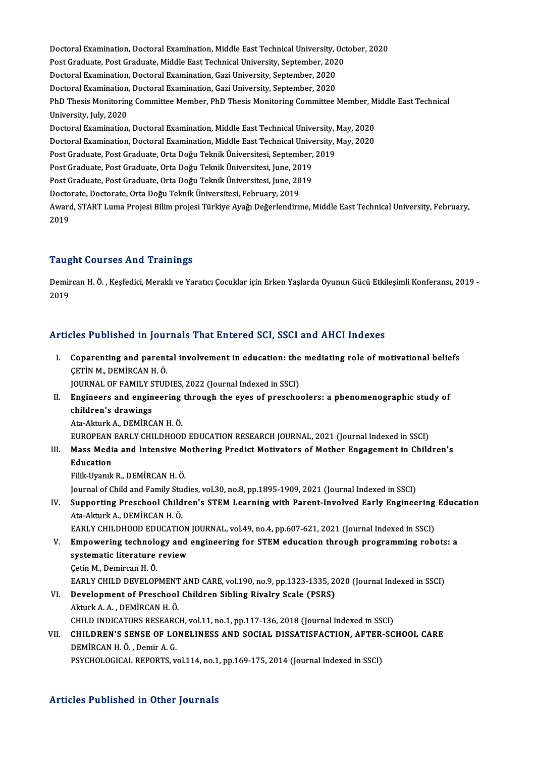Doctoral Examination, Doctoral Examination, Middle East Technical University, October, 2020
Post Graduate, Post Graduate, Middle East Technical University, September, 2020
Doctoral Examination, Doctoral Examination, Gazi University, September, 2020
Doctoral Examination, Doctoral Examination, Gazi University, September, 2020
PhD Thesis Monitoring Committee Member, PhD Thesis Monitoring Committee Member, Middle East Technical University, July, 2020
Doctoral Examination, Doctoral Examination, Middle East Technical University, May, 2020
Doctoral Examination, Doctoral Examination, Middle East Technical University, May, 2020
Post Graduate, Post Graduate, Orta Doğu Teknik Üniversitesi, September, 2019
Post Graduate, Post Graduate, Orta Doğu Teknik Üniversitesi, June, 2019
Post Graduate, Post Graduate, Orta Doğu Teknik Üniversitesi, June, 2019
Doctorate, Doctorate, Orta Doğu Teknik Üniversitesi, February, 2019
Award, START Luma Projesi Bilim projesi Türkiye Ayağı Değerlendirme, Middle East Technical University, February, 2019

## Taught Courses And Trainings

Demircan H. Ö. , Keşfedici, Meraklı ve Yaratıcı Çocuklar için Erken Yaşlarda Oyunun Gücü Etkileşimli Konferansı, 2019 - 2019

## Articles Published in Journals That Entered SCI, SSCI and AHCI Indexes

I. **Coparenting and parental involvement in education: the mediating role of motivational beliefs**
ÇETİN M., DEMİRCAN H. Ö.
JOURNAL OF FAMILY STUDIES, 2022 (Journal Indexed in SSCI)

II. **Engineers and engineering through the eyes of preschoolers: a phenomenographic study of children's drawings**
Ata-Akturk A., DEMİRCAN H. Ö.
EUROPEAN EARLY CHILDHOOD EDUCATION RESEARCH JOURNAL, 2021 (Journal Indexed in SSCI)

III. **Mass Media and Intensive Mothering Predict Motivators of Mother Engagement in Children's Education**
Filik-Uyanık R., DEMİRCAN H. Ö.
Journal of Child and Family Studies, vol.30, no.8, pp.1895-1909, 2021 (Journal Indexed in SSCI)

IV. **Supporting Preschool Children's STEM Learning with Parent-Involved Early Engineering Education**
Ata-Akturk A., DEMİRCAN H. Ö.
EARLY CHILDHOOD EDUCATION JOURNAL, vol.49, no.4, pp.607-621, 2021 (Journal Indexed in SSCI)

V. **Empowering technology and engineering for STEM education through programming robots: a systematic literature review**
Çetin M., Demircan H. Ö.
EARLY CHILD DEVELOPMENT AND CARE, vol.190, no.9, pp.1323-1335, 2020 (Journal Indexed in SSCI)

VI. **Development of Preschool Children Sibling Rivalry Scale (PSRS)**
Akturk A. A. , DEMİRCAN H. Ö.
CHILD INDICATORS RESEARCH, vol.11, no.1, pp.117-136, 2018 (Journal Indexed in SSCI)

VII. **CHILDREN'S SENSE OF LONELINESS AND SOCIAL DISSATISFACTION, AFTER-SCHOOL CARE**
DEMİRCAN H. Ö. , Demir A. G.
PSYCHOLOGICAL REPORTS, vol.114, no.1, pp.169-175, 2014 (Journal Indexed in SSCI)

## Articles Published in Other Journals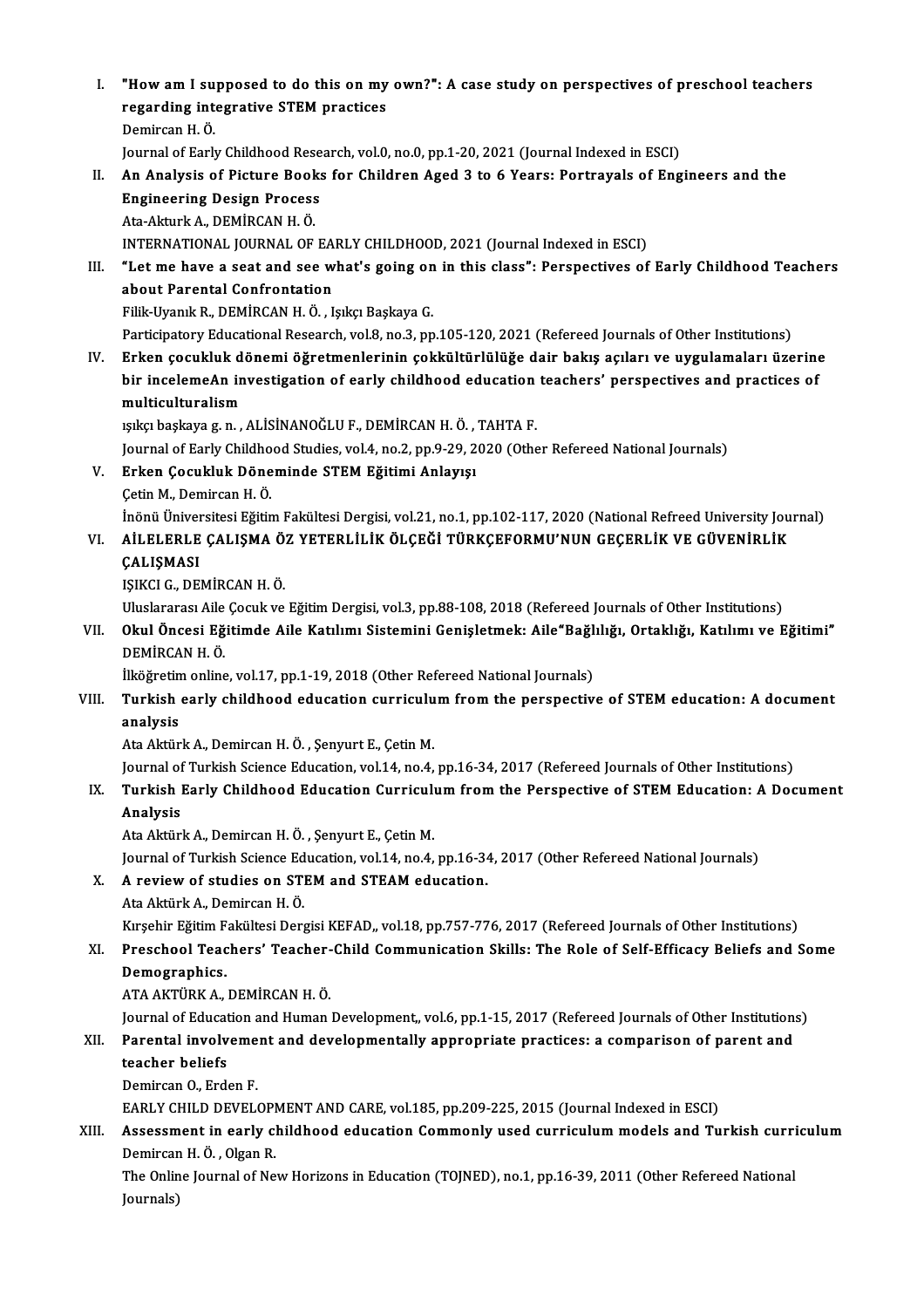I. **"How am I supposed to do this on my own?": A case study on perspectives of preschool teachers regarding integrative STEM practices**
Demircan H. Ö.
Journal of Early Childhood Research, vol.0, no.0, pp.1-20, 2021 (Journal Indexed in ESCI)

II. **An Analysis of Picture Books for Children Aged 3 to 6 Years: Portrayals of Engineers and the Engineering Design Process**
Ata-Akturk A., DEMİRCAN H. Ö.
INTERNATIONAL JOURNAL OF EARLY CHILDHOOD, 2021 (Journal Indexed in ESCI)

III. **"Let me have a seat and see what's going on in this class": Perspectives of Early Childhood Teachers about Parental Confrontation**
Filik-Uyanık R., DEMİRCAN H. Ö. , Işıkçı Başkaya G.
Participatory Educational Research, vol.8, no.3, pp.105-120, 2021 (Refereed Journals of Other Institutions)

IV. **Erken çocukluk dönemi öğretmenlerinin çokkültürlülüğe dair bakış açıları ve uygulamaları üzerine bir incelemeAn investigation of early childhood education teachers' perspectives and practices of multiculturalism**
ışıkçı başkaya g. n. , ALİSİNANOĞLU F., DEMİRCAN H. Ö. , TAHTA F.
Journal of Early Childhood Studies, vol.4, no.2, pp.9-29, 2020 (Other Refereed National Journals)

V. **Erken Çocukluk Döneminde STEM Eğitimi Anlayışı**
Çetin M., Demircan H. Ö.
İnönü Üniversitesi Eğitim Fakültesi Dergisi, vol.21, no.1, pp.102-117, 2020 (National Refreed University Journal)

VI. **AİLELERLE ÇALIŞMA ÖZ YETERLİLİK ÖLÇEĞİ TÜRKÇEFORMU'NUN GEÇERLİK VE GÜVENİRLİK ÇALIŞMASI**
IŞIKCI G., DEMİRCAN H. Ö.
Uluslararası Aile Çocuk ve Eğitim Dergisi, vol.3, pp.88-108, 2018 (Refereed Journals of Other Institutions)

VII. **Okul Öncesi Eğitimde Aile Katılımı Sistemini Genişletmek: Aile"Bağlılığı, Ortaklığı, Katılımı ve Eğitimi"**
DEMİRCAN H. Ö.
İlköğretim online, vol.17, pp.1-19, 2018 (Other Refereed National Journals)

VIII. **Turkish early childhood education curriculum from the perspective of STEM education: A document analysis**
Ata Aktürk A., Demircan H. Ö. , Şenyurt E., Çetin M.
Journal of Turkish Science Education, vol.14, no.4, pp.16-34, 2017 (Refereed Journals of Other Institutions)

IX. **Turkish Early Childhood Education Curriculum from the Perspective of STEM Education: A Document Analysis**
Ata Aktürk A., Demircan H. Ö. , Şenyurt E., Çetin M.
Journal of Turkish Science Education, vol.14, no.4, pp.16-34, 2017 (Other Refereed National Journals)

X. **A review of studies on STEM and STEAM education.**
Ata Aktürk A., Demircan H. Ö.
Kırşehir Eğitim Fakültesi Dergisi KEFAD,, vol.18, pp.757-776, 2017 (Refereed Journals of Other Institutions)

XI. **Preschool Teachers' Teacher-Child Communication Skills: The Role of Self-Efficacy Beliefs and Some Demographics.**
ATA AKTÜRK A., DEMİRCAN H. Ö.
Journal of Education and Human Development,, vol.6, pp.1-15, 2017 (Refereed Journals of Other Institutions)

XII. **Parental involvement and developmentally appropriate practices: a comparison of parent and teacher beliefs**
Demircan O., Erden F.
EARLY CHILD DEVELOPMENT AND CARE, vol.185, pp.209-225, 2015 (Journal Indexed in ESCI)

XIII. **Assessment in early childhood education Commonly used curriculum models and Turkish curriculum**
Demircan H. Ö. , Olgan R.
The Online Journal of New Horizons in Education (TOJNED), no.1, pp.16-39, 2011 (Other Refereed National Journals)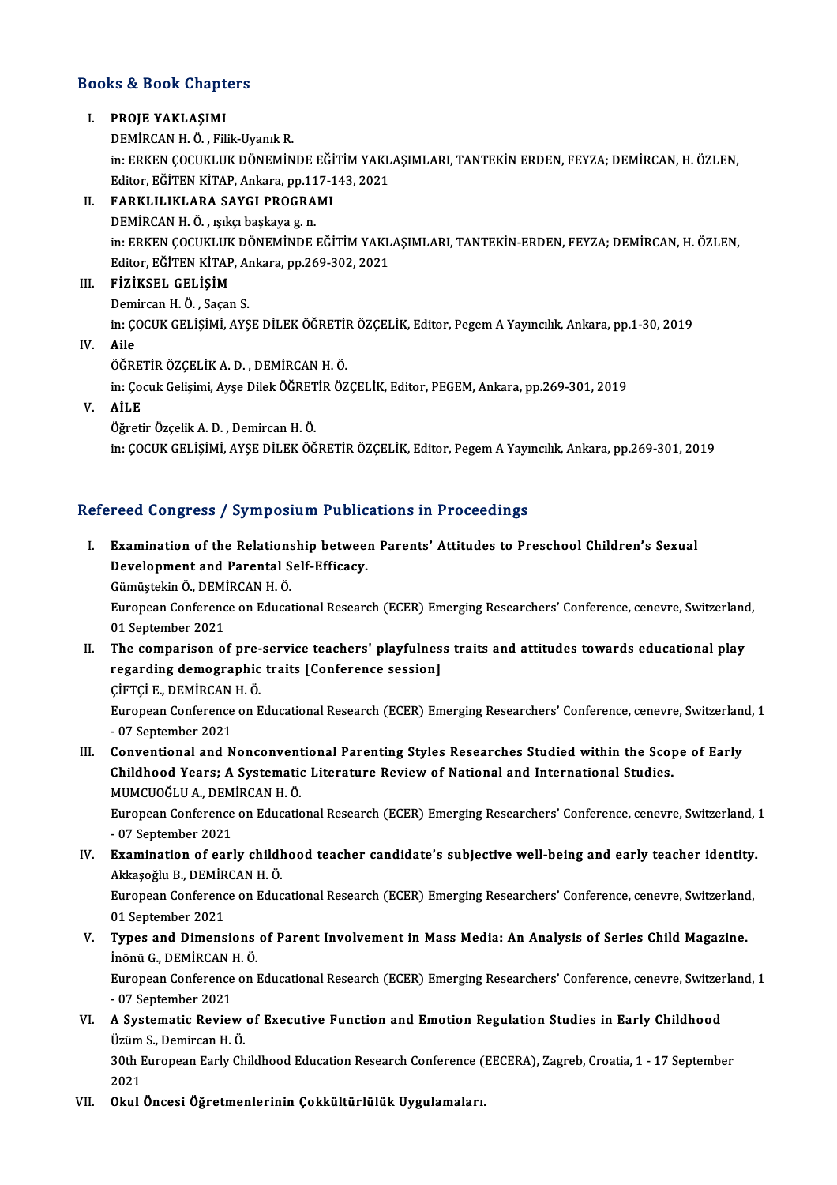## Books & Book Chapters

I. **PROJE YAKLAŞIMI**
DEMİRCAN H. Ö. , Filik-Uyanık R.
in: ERKEN ÇOCUKLUK DÖNEMİNDE EĞİTİM YAKLAŞIMLARI, TANTEKİN ERDEN, FEYZA; DEMİRCAN, H. ÖZLEN, Editor, EĞİTEN KİTAP, Ankara, pp.117-143, 2021

II. **FARKLILIKLARA SAYGI PROGRAMI**
DEMİRCAN H. Ö. , ışıkçı başkaya g. n.
in: ERKEN ÇOCUKLUK DÖNEMİNDE EĞİTİM YAKLAŞIMLARI, TANTEKİN-ERDEN, FEYZA; DEMİRCAN, H. ÖZLEN, Editor, EĞİTEN KİTAP, Ankara, pp.269-302, 2021

III. **FİZİKSEL GELİŞİM**
Demircan H. Ö. , Saçan S.
in: ÇOCUK GELİŞİMİ, AYŞE DİLEK ÖĞRETİR ÖZÇELİK, Editor, Pegem A Yayıncılık, Ankara, pp.1-30, 2019

IV. **Aile**
ÖĞRETİR ÖZÇELİK A. D. , DEMİRCAN H. Ö.
in: Çocuk Gelişimi, Ayşe Dilek ÖĞRETİR ÖZÇELİK, Editor, PEGEM, Ankara, pp.269-301, 2019

V. **AİLE**
Öğretir Özçelik A. D. , Demircan H. Ö.
in: ÇOCUK GELİŞİMİ, AYŞE DİLEK ÖĞRETİR ÖZÇELİK, Editor, Pegem A Yayıncılık, Ankara, pp.269-301, 2019

## Refereed Congress / Symposium Publications in Proceedings

I. **Examination of the Relationship between Parents' Attitudes to Preschool Children's Sexual Development and Parental Self-Efficacy.**
Gümüştekin Ö., DEMİRCAN H. Ö.
European Conference on Educational Research (ECER) Emerging Researchers' Conference, cenevre, Switzerland, 01 September 2021

II. **The comparison of pre-service teachers' playfulness traits and attitudes towards educational play regarding demographic traits [Conference session]**
ÇİFTÇİ E., DEMİRCAN H. Ö.
European Conference on Educational Research (ECER) Emerging Researchers' Conference, cenevre, Switzerland, 1 - 07 September 2021

III. **Conventional and Nonconventional Parenting Styles Researches Studied within the Scope of Early Childhood Years; A Systematic Literature Review of National and International Studies.**
MUMCUOĞLU A., DEMİRCAN H. Ö.
European Conference on Educational Research (ECER) Emerging Researchers' Conference, cenevre, Switzerland, 1 - 07 September 2021

IV. **Examination of early childhood teacher candidate's subjective well-being and early teacher identity.**
Akkaşoğlu B., DEMİRCAN H. Ö.
European Conference on Educational Research (ECER) Emerging Researchers' Conference, cenevre, Switzerland, 01 September 2021

V. **Types and Dimensions of Parent Involvement in Mass Media: An Analysis of Series Child Magazine.**
İnönü G., DEMİRCAN H. Ö.
European Conference on Educational Research (ECER) Emerging Researchers' Conference, cenevre, Switzerland, 1 - 07 September 2021

VI. **A Systematic Review of Executive Function and Emotion Regulation Studies in Early Childhood**
Üzüm S., Demircan H. Ö.
30th European Early Childhood Education Research Conference (EECERA), Zagreb, Croatia, 1 - 17 September 2021

VII. **Okul Öncesi Öğretmenlerinin Çokkültürlülük Uygulamaları.**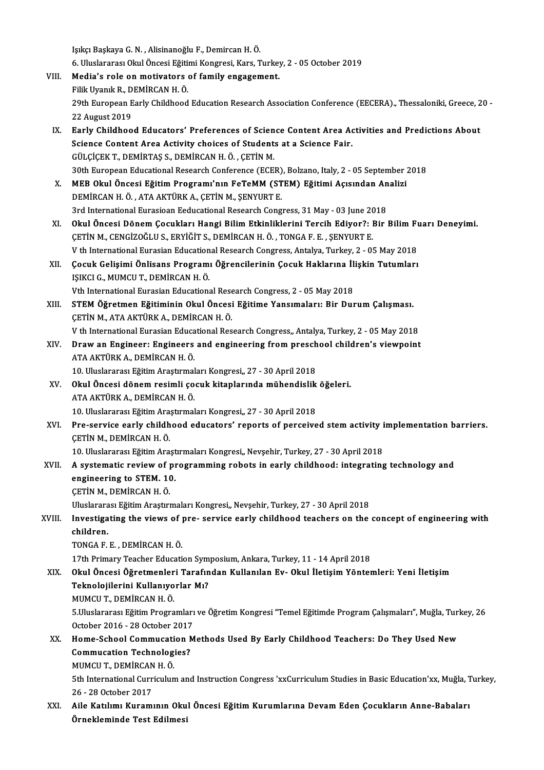Işıkçı Başkaya G. N. , Alisinanoğlu F., Demircan H. Ö.
6. Uluslararası Okul Öncesi Eğitimi Kongresi, Kars, Turkey, 2 - 05 October 2019

VIII. **Media's role on motivators of family engagement.**
Filik Uyanık R., DEMİRCAN H. Ö.
29th European Early Childhood Education Research Association Conference (EECERA)., Thessaloniki, Greece, 20 - 22 August 2019

IX. **Early Childhood Educators' Preferences of Science Content Area Activities and Predictions About Science Content Area Activity choices of Students at a Science Fair.**
GÜLÇİÇEK T., DEMİRTAŞ S., DEMİRCAN H. Ö. , ÇETİN M.
30th European Educational Research Conference (ECER), Bolzano, Italy, 2 - 05 September 2018

X. **MEB Okul Öncesi Eğitim Programı'nın FeTeMM (STEM) Eğitimi Açısından Analizi**
DEMİRCAN H. Ö. , ATA AKTÜRK A., ÇETİN M., ŞENYURT E.
3rd International Eurasioan Eeducational Research Congress, 31 May - 03 June 2018

XI. **Okul Öncesi Dönem Çocukları Hangi Bilim Etkinliklerini Tercih Ediyor?: Bir Bilim Fuarı Deneyimi.**
ÇETİN M., CENGİZOĞLU S., ERYİĞİT S., DEMİRCAN H. Ö. , TONGA F. E. , ŞENYURT E.
V th International Eurasian Educational Research Congress, Antalya, Turkey, 2 - 05 May 2018

XII. **Çocuk Gelişimi Önlisans Programı Öğrencilerinin Çocuk Haklarına İlişkin Tutumları**
IŞIKCI G., MUMCU T., DEMİRCAN H. Ö.
Vth International Eurasian Educational Research Congress, 2 - 05 May 2018

XIII. **STEM Öğretmen Eğitiminin Okul Öncesi Eğitime Yansımaları: Bir Durum Çalışması.**
ÇETİN M., ATA AKTÜRK A., DEMİRCAN H. Ö.
V th International Eurasian Educational Research Congress,, Antalya, Turkey, 2 - 05 May 2018

XIV. **Draw an Engineer: Engineers and engineering from preschool children's viewpoint**
ATA AKTÜRK A., DEMİRCAN H. Ö.
10. Uluslararası Eğitim Araştırmaları Kongresi,, 27 - 30 April 2018

XV. **Okul Öncesi dönem resimli çocuk kitaplarında mühendislik öğeleri.**
ATA AKTÜRK A., DEMİRCAN H. Ö.
10. Uluslararası Eğitim Araştırmaları Kongresi,, 27 - 30 April 2018

XVI. **Pre-service early childhood educators' reports of perceived stem activity implementation barriers.**
ÇETİN M., DEMİRCAN H. Ö.
10. Uluslararası Eğitim Araştırmaları Kongresi,, Nevşehir, Turkey, 27 - 30 April 2018

XVII. **A systematic review of programming robots in early childhood: integrating technology and engineering to STEM. 10.**
ÇETİN M., DEMİRCAN H. Ö.
Uluslararası Eğitim Araştırmaları Kongresi,, Nevşehir, Turkey, 27 - 30 April 2018

XVIII. **Investigating the views of pre- service early childhood teachers on the concept of engineering with children.**
TONGA F. E. , DEMİRCAN H. Ö.
17th Primary Teacher Education Symposium, Ankara, Turkey, 11 - 14 April 2018

XIX. **Okul Öncesi Öğretmenleri Tarafından Kullanılan Ev- Okul İletişim Yöntemleri: Yeni İletişim Teknolojilerini Kullanıyorlar Mı?**
MUMCU T., DEMİRCAN H. Ö.
5.Uluslararası Eğitim Programları ve Öğretim Kongresi "Temel Eğitimde Program Çalışmaları", Muğla, Turkey, 26 October 2016 - 28 October 2017

XX. **Home-School Commucation Methods Used By Early Childhood Teachers: Do They Used New Commucation Technologies?**
MUMCU T., DEMİRCAN H. Ö.
5th International Curriculum and Instruction Congress 'xxCurriculum Studies in Basic Education'xx, Muğla, Turkey, 26 - 28 October 2017

XXI. **Aile Katılımı Kuramının Okul Öncesi Eğitim Kurumlarına Devam Eden Çocukların Anne-Babaları Örnekleminde Test Edilmesi**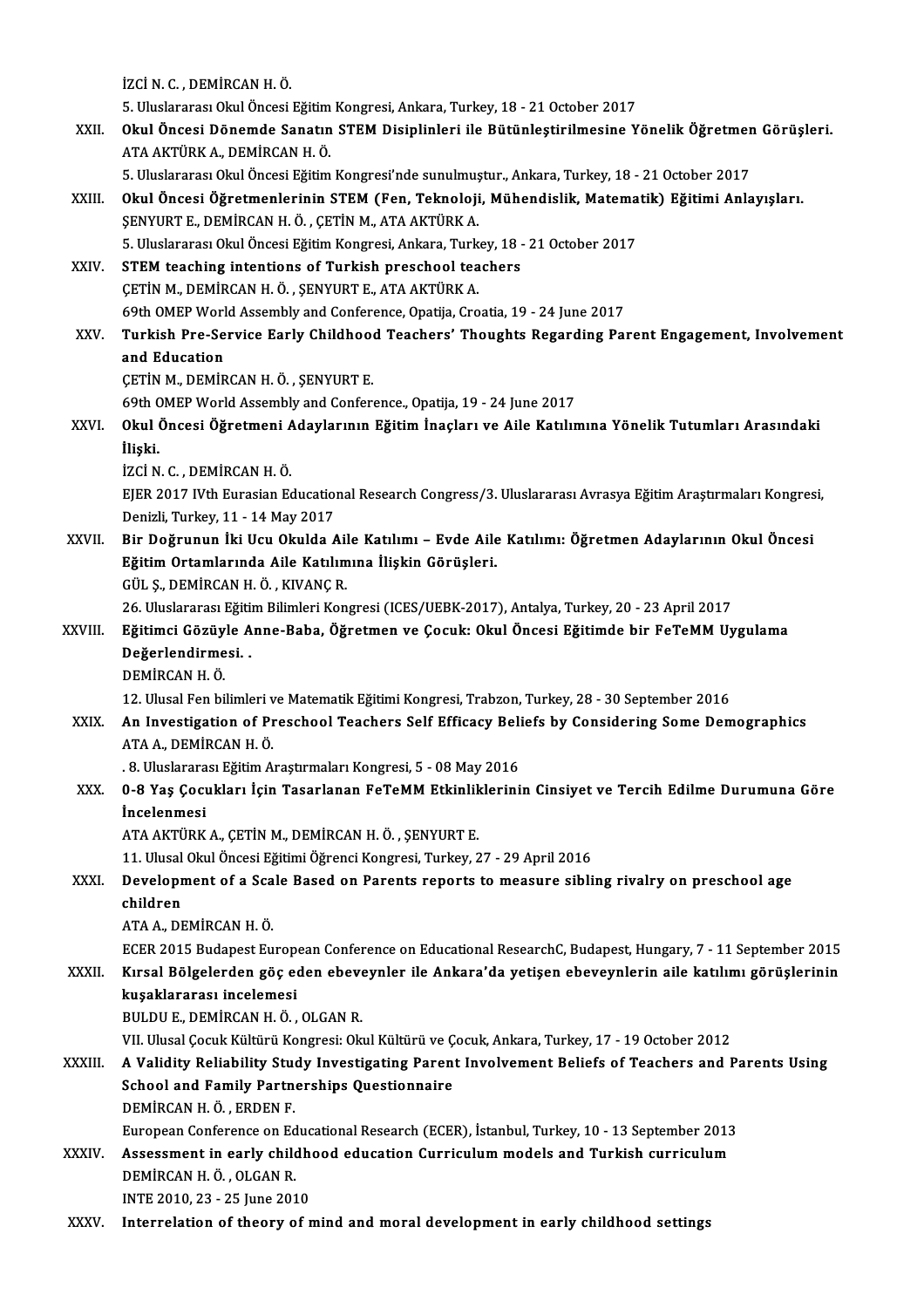İZCİ N. C. , DEMİRCAN H. Ö.
5. Uluslararası Okul Öncesi Eğitim Kongresi, Ankara, Turkey, 18 - 21 October 2017

XXII. **Okul Öncesi Dönemde Sanatın STEM Disiplinleri ile Bütünleştirilmesine Yönelik Öğretmen Görüşleri.**
ATA AKTÜRK A., DEMİRCAN H. Ö.
5. Uluslararası Okul Öncesi Eğitim Kongresi'nde sunulmuştur., Ankara, Turkey, 18 - 21 October 2017

XXIII. **Okul Öncesi Öğretmenlerinin STEM (Fen, Teknoloji, Mühendislik, Matematik) Eğitimi Anlayışları.**
ŞENYURT E., DEMİRCAN H. Ö. , ÇETİN M., ATA AKTÜRK A.
5. Uluslararası Okul Öncesi Eğitim Kongresi, Ankara, Turkey, 18 - 21 October 2017

XXIV. **STEM teaching intentions of Turkish preschool teachers**
ÇETİN M., DEMİRCAN H. Ö. , ŞENYURT E., ATA AKTÜRK A.
69th OMEP World Assembly and Conference, Opatija, Croatia, 19 - 24 June 2017

XXV. **Turkish Pre-Service Early Childhood Teachers' Thoughts Regarding Parent Engagement, Involvement and Education**
ÇETİN M., DEMİRCAN H. Ö. , ŞENYURT E.
69th OMEP World Assembly and Conference., Opatija, 19 - 24 June 2017

XXVI. **Okul Öncesi Öğretmeni Adaylarının Eğitim İnaçları ve Aile Katılımına Yönelik Tutumları Arasındaki İlişki.**
İZCİ N. C. , DEMİRCAN H. Ö.
EJER 2017 IVth Eurasian Educational Research Congress/3. Uluslararası Avrasya Eğitim Araştırmaları Kongresi, Denizli, Turkey, 11 - 14 May 2017

XXVII. **Bir Doğrunun İki Ucu Okulda Aile Katılımı – Evde Aile Katılımı: Öğretmen Adaylarının Okul Öncesi Eğitim Ortamlarında Aile Katılımına İlişkin Görüşleri.**
GÜL Ş., DEMİRCAN H. Ö. , KIVANÇ R.
26. Uluslararası Eğitim Bilimleri Kongresi (ICES/UEBK-2017), Antalya, Turkey, 20 - 23 April 2017

XXVIII. **Eğitimci Gözüyle Anne-Baba, Öğretmen ve Çocuk: Okul Öncesi Eğitimde bir FeTeMM Uygulama Değerlendirmesi. .**
DEMİRCAN H. Ö.
12. Ulusal Fen bilimleri ve Matematik Eğitimi Kongresi, Trabzon, Turkey, 28 - 30 September 2016

XXIX. **An Investigation of Preschool Teachers Self Efficacy Beliefs by Considering Some Demographics**
ATA A., DEMİRCAN H. Ö.
. 8. Uluslararası Eğitim Araştırmaları Kongresi, 5 - 08 May 2016

XXX. **0-8 Yaş Çocukları İçin Tasarlanan FeTeMM Etkinliklerinin Cinsiyet ve Tercih Edilme Durumuna Göre İncelenmesi**
ATA AKTÜRK A., ÇETİN M., DEMİRCAN H. Ö. , ŞENYURT E.
11. Ulusal Okul Öncesi Eğitimi Öğrenci Kongresi, Turkey, 27 - 29 April 2016

XXXI. **Development of a Scale Based on Parents reports to measure sibling rivalry on preschool age children**
ATA A., DEMİRCAN H. Ö.
ECER 2015 Budapest European Conference on Educational ResearchC, Budapest, Hungary, 7 - 11 September 2015

XXXII. **Kırsal Bölgelerden göç eden ebeveynler ile Ankara'da yetişen ebeveynlerin aile katılımı görüşlerinin kuşaklararası incelemesi**
BULDU E., DEMİRCAN H. Ö. , OLGAN R.
VII. Ulusal Çocuk Kültürü Kongresi: Okul Kültürü ve Çocuk, Ankara, Turkey, 17 - 19 October 2012

XXXIII. **A Validity Reliability Study Investigating Parent Involvement Beliefs of Teachers and Parents Using School and Family Partnerships Questionnaire**
DEMİRCAN H. Ö. , ERDEN F.
European Conference on Educational Research (ECER), İstanbul, Turkey, 10 - 13 September 2013

XXXIV. **Assessment in early childhood education Curriculum models and Turkish curriculum**
DEMİRCAN H. Ö. , OLGAN R.
INTE 2010, 23 - 25 June 2010

XXXV. **Interrelation of theory of mind and moral development in early childhood settings**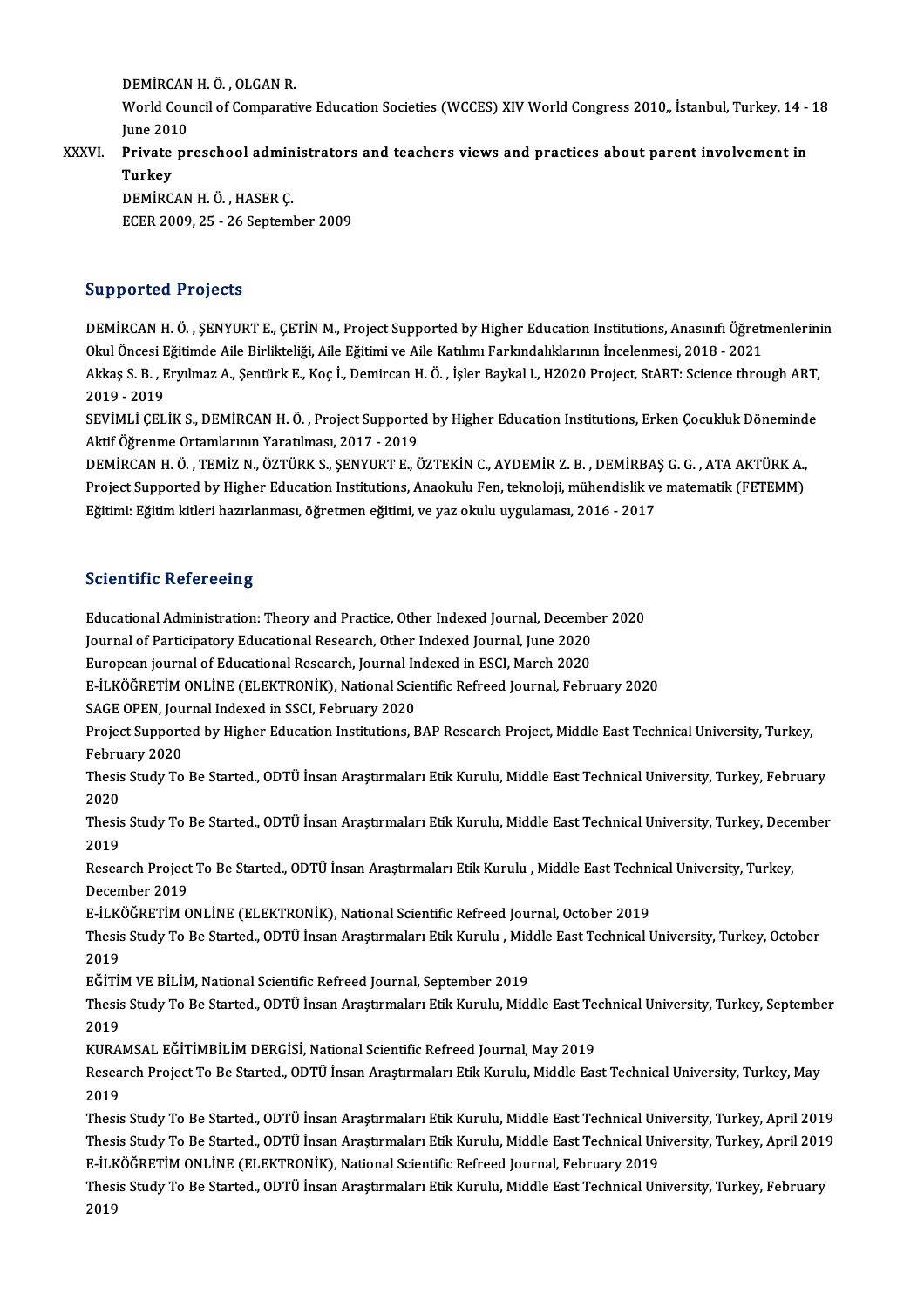DEMİRCAN H. Ö. , OLGAN R.
World Council of Comparative Education Societies (WCCES) XIV World Congress 2010,, İstanbul, Turkey, 14 - 18 June 2010

XXXVI. **Private preschool administrators and teachers views and practices about parent involvement in Turkey**
DEMİRCAN H. Ö. , HASER Ç.
ECER 2009, 25 - 26 September 2009

## Supported Projects

DEMİRCAN H. Ö. , ŞENYURT E., ÇETİN M., Project Supported by Higher Education Institutions, Anasınıfı Öğretmenlerinin Okul Öncesi Eğitimde Aile Birlikteliği, Aile Eğitimi ve Aile Katılımı Farkındalıklarının İncelenmesi, 2018 - 2021

Akkaş S. B. , Eryılmaz A., Şentürk E., Koç İ., Demircan H. Ö. , İşler Baykal I., H2020 Project, StART: Science through ART, 2019 - 2019

SEVİMLİ ÇELİK S., DEMİRCAN H. Ö. , Project Supported by Higher Education Institutions, Erken Çocukluk Döneminde Aktif Öğrenme Ortamlarının Yaratılması, 2017 - 2019

DEMİRCAN H. Ö. , TEMİZ N., ÖZTÜRK S., ŞENYURT E., ÖZTEKİN C., AYDEMİR Z. B. , DEMİRBAŞ G. G. , ATA AKTÜRK A., Project Supported by Higher Education Institutions, Anaokulu Fen, teknoloji, mühendislik ve matematik (FETEMM) Eğitimi: Eğitim kitleri hazırlanması, öğretmen eğitimi, ve yaz okulu uygulaması, 2016 - 2017

## Scientific Refereeing

Educational Administration: Theory and Practice, Other Indexed Journal, December 2020
Journal of Participatory Educational Research, Other Indexed Journal, June 2020
European journal of Educational Research, Journal Indexed in ESCI, March 2020
E-İLKÖĞRETİM ONLİNE (ELEKTRONİK), National Scientific Refreed Journal, February 2020
SAGE OPEN, Journal Indexed in SSCI, February 2020
Project Supported by Higher Education Institutions, BAP Research Project, Middle East Technical University, Turkey, February 2020
Thesis Study To Be Started., ODTÜ İnsan Araştırmaları Etik Kurulu, Middle East Technical University, Turkey, February 2020
Thesis Study To Be Started., ODTÜ İnsan Araştırmaları Etik Kurulu, Middle East Technical University, Turkey, December 2019
Research Project To Be Started., ODTÜ İnsan Araştırmaları Etik Kurulu , Middle East Technical University, Turkey, December 2019
E-İLKÖĞRETİM ONLİNE (ELEKTRONİK), National Scientific Refreed Journal, October 2019
Thesis Study To Be Started., ODTÜ İnsan Araştırmaları Etik Kurulu , Middle East Technical University, Turkey, October 2019
EĞİTİM VE BİLİM, National Scientific Refreed Journal, September 2019
Thesis Study To Be Started., ODTÜ İnsan Araştırmaları Etik Kurulu, Middle East Technical University, Turkey, September 2019
KURAMSAL EĞİTİMBİLİM DERGİSİ, National Scientific Refreed Journal, May 2019
Research Project To Be Started., ODTÜ İnsan Araştırmaları Etik Kurulu, Middle East Technical University, Turkey, May 2019
Thesis Study To Be Started., ODTÜ İnsan Araştırmaları Etik Kurulu, Middle East Technical University, Turkey, April 2019
Thesis Study To Be Started., ODTÜ İnsan Araştırmaları Etik Kurulu, Middle East Technical University, Turkey, April 2019
E-İLKÖĞRETİM ONLİNE (ELEKTRONİK), National Scientific Refreed Journal, February 2019
Thesis Study To Be Started., ODTÜ İnsan Araştırmaları Etik Kurulu, Middle East Technical University, Turkey, February 2019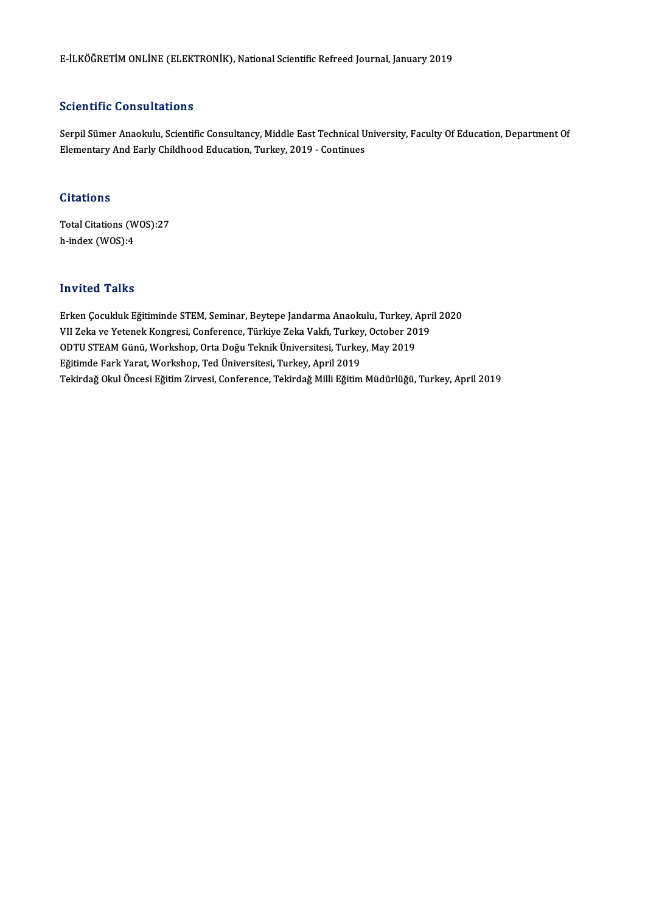E-İLKÖĞRETİM ONLİNE (ELEKTRONİK), National Scientific Refreed Journal, January 2019

## Scientific Consultations

Serpil Sümer Anaokulu, Scientific Consultancy, Middle East Technical University, Faculty Of Education, Department Of Elementary And Early Childhood Education, Turkey, 2019 - Continues

## Citations

Total Citations (WOS):27
h-index (WOS):4

## Invited Talks

Erken Çocukluk Eğitiminde STEM, Seminar, Beytepe Jandarma Anaokulu, Turkey, April 2020
VII Zeka ve Yetenek Kongresi, Conference, Türkiye Zeka Vakfı, Turkey, October 2019
ODTU STEAM Günü, Workshop, Orta Doğu Teknik Üniversitesi, Turkey, May 2019
Eğitimde Fark Yarat, Workshop, Ted Üniversitesi, Turkey, April 2019
Tekirdağ Okul Öncesi Eğitim Zirvesi, Conference, Tekirdağ Milli Eğitim Müdürlüğü, Turkey, April 2019